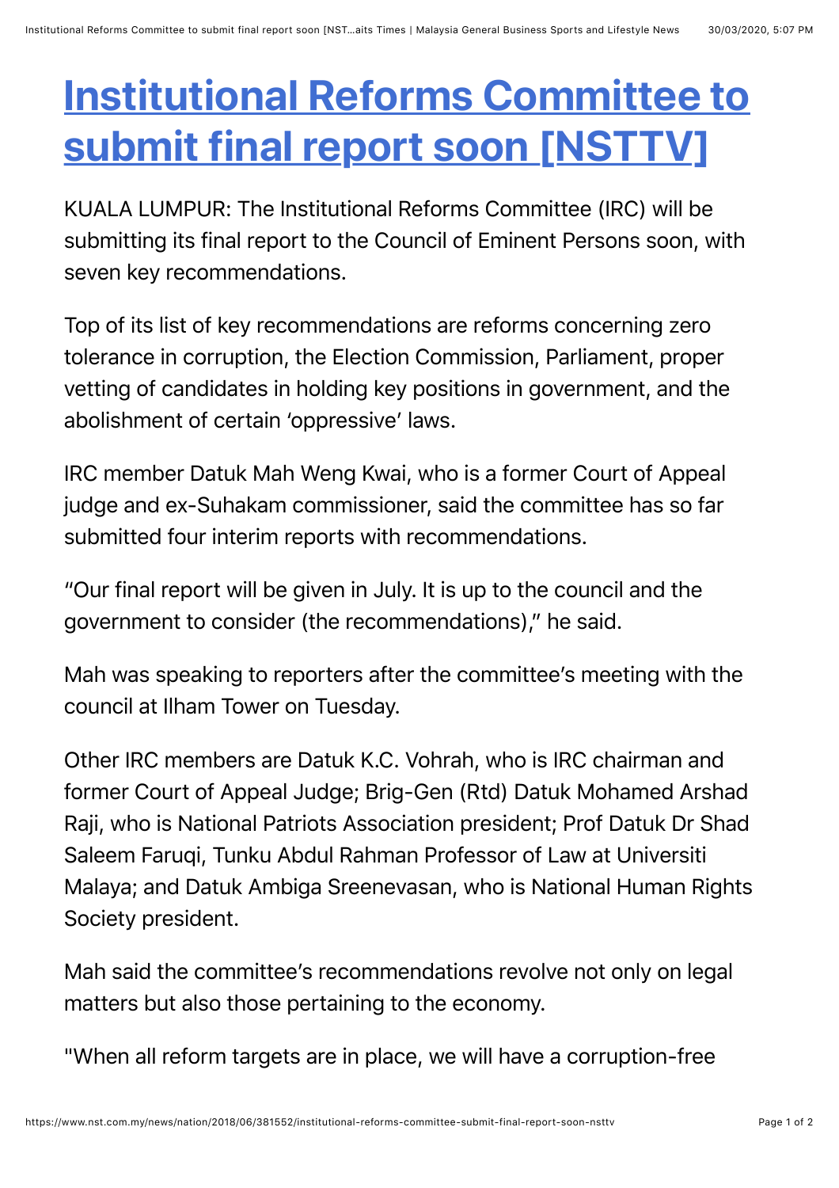# Institutional Reforms Committee to submit final report soon [NSTTV]

KUALA LUMPUR: The Institutional Reforms Committee (IRC) will be submitting its final report to the Council of Eminent Persons soon, with seven key recommendations.

Top of its list of key recommendations are reforms concerning zero tolerance in corruption, the Election Commission, Parliament, proper vetting of candidates in holding key positions in government, and the abolishment of certain 'oppressive' laws.

IRC member Datuk Mah Weng Kwai, who is a former Court of Appeal judge and ex-Suhakam commissioner, said the committee has so far submitted four interim reports with recommendations.

"Our final report will be given in July. It is up to the council and the government to consider (the recommendations)," he said.

Mah was speaking to reporters after the committee's meeting with the council at Ilham Tower on Tuesday.

Other IRC members are Datuk K.C. Vohrah, who is IRC chairman and former Court of Appeal Judge; Brig-Gen (Rtd) Datuk Mohamed Arshad Raji, who is National Patriots Association president; Prof Datuk Dr Shad Saleem Faruqi, Tunku Abdul Rahman Professor of Law at Universiti Malaya; and Datuk Ambiga Sreenevasan, who is National Human Rights Society president.

Mah said the committee's recommendations revolve not only on legal matters but also those pertaining to the economy.

"When all reform targets are in place, we will have a corruption-free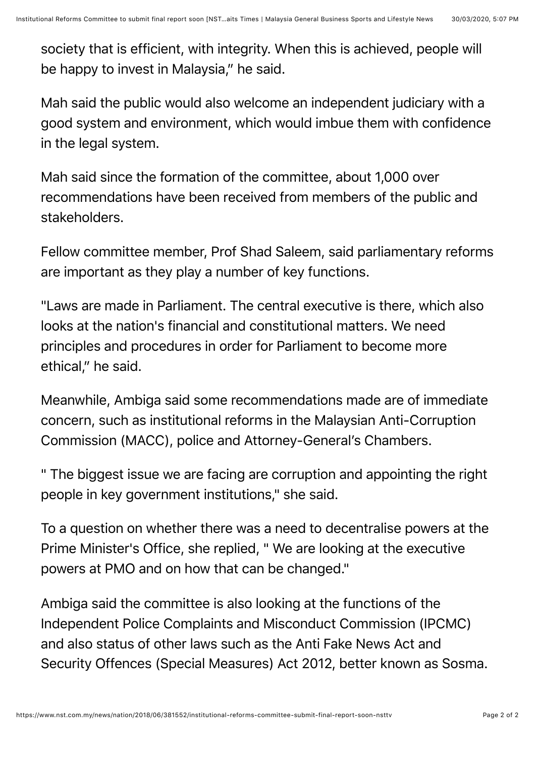society that is efficient, with integrity. When this is achieved, people will be happy to invest in Malaysia," he said.

Mah said the public would also welcome an independent judiciary with a good system and environment, which would imbue them with confidence in the legal system.

Mah said since the formation of the committee, about 1,000 over recommendations have been received from members of the public and stakeholders.

Fellow committee member, Prof Shad Saleem, said parliamentary reforms are important as they play a number of key functions.

"Laws are made in Parliament. The central executive is there, which also looks at the nation's financial and constitutional matters. We need principles and procedures in order for Parliament to become more ethical," he said.

Meanwhile, Ambiga said some recommendations made are of immediate concern, such as institutional reforms in the Malaysian Anti-Corruption Commission (MACC), police and Attorney-General's Chambers.

" The biggest issue we are facing are corruption and appointing the right people in key government institutions," she said.

To a question on whether there was a need to decentralise powers at the Prime Minister's Office, she replied, " We are looking at the executive powers at PMO and on how that can be changed."

Ambiga said the committee is also looking at the functions of the Independent Police Complaints and Misconduct Commission (IPCMC) and also status of other laws such as the Anti Fake News Act and Security Offences (Special Measures) Act 2012, better known as Sosma.